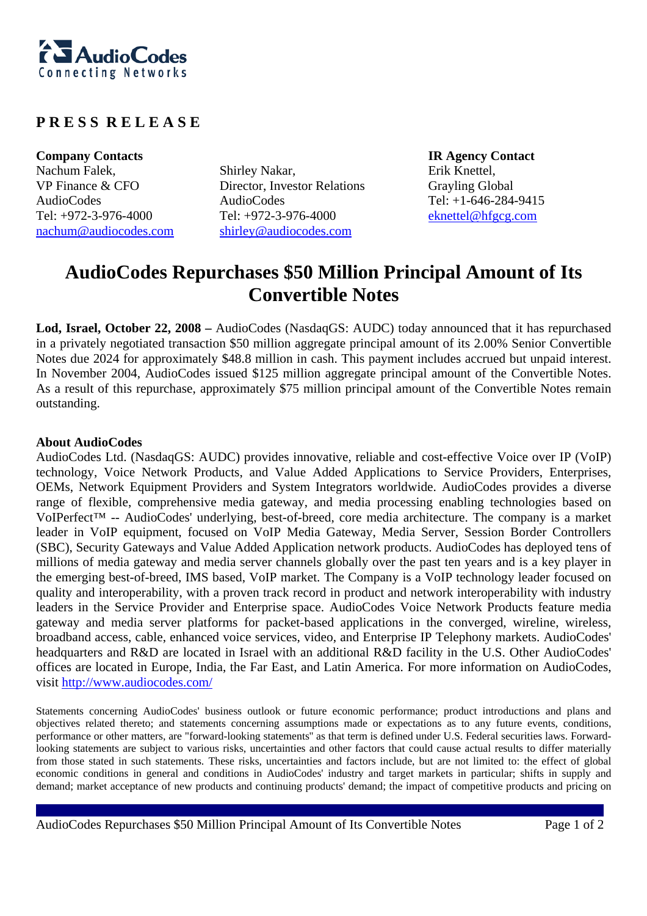AudioCodes
Connecting Networks

**PRESS RELEASE**

| **Company Contacts** | | **IR Agency Contact** |
|---|---|---|
| Nachum Falek, | Shirley Nakar, | Erik Knettel, |
| VP Finance & CFO | Director, Investor Relations | Grayling Global |
| AudioCodes | AudioCodes | Tel: +1-646-284-9415 |
| Tel: +972-3-976-4000 | Tel: +972-3-976-4000 | eknettel@hfgcg.com |
| nachum@audiocodes.com | shirley@audiocodes.com | |

# AudioCodes Repurchases $50 Million Principal Amount of Its Convertible Notes

**Lod, Israel, October 22, 2008 –** AudioCodes (NasdaqGS: AUDC) today announced that it has repurchased in a privately negotiated transaction $50 million aggregate principal amount of its 2.00% Senior Convertible Notes due 2024 for approximately $48.8 million in cash. This payment includes accrued but unpaid interest. In November 2004, AudioCodes issued $125 million aggregate principal amount of the Convertible Notes. As a result of this repurchase, approximately $75 million principal amount of the Convertible Notes remain outstanding.

**About AudioCodes**

AudioCodes Ltd. (NasdaqGS: AUDC) provides innovative, reliable and cost-effective Voice over IP (VoIP) technology, Voice Network Products, and Value Added Applications to Service Providers, Enterprises, OEMs, Network Equipment Providers and System Integrators worldwide. AudioCodes provides a diverse range of flexible, comprehensive media gateway, and media processing enabling technologies based on VoIPerfect™ -- AudioCodes' underlying, best-of-breed, core media architecture. The company is a market leader in VoIP equipment, focused on VoIP Media Gateway, Media Server, Session Border Controllers (SBC), Security Gateways and Value Added Application network products. AudioCodes has deployed tens of millions of media gateway and media server channels globally over the past ten years and is a key player in the emerging best-of-breed, IMS based, VoIP market. The Company is a VoIP technology leader focused on quality and interoperability, with a proven track record in product and network interoperability with industry leaders in the Service Provider and Enterprise space. AudioCodes Voice Network Products feature media gateway and media server platforms for packet-based applications in the converged, wireline, wireless, broadband access, cable, enhanced voice services, video, and Enterprise IP Telephony markets. AudioCodes' headquarters and R&D are located in Israel with an additional R&D facility in the U.S. Other AudioCodes' offices are located in Europe, India, the Far East, and Latin America. For more information on AudioCodes, visit http://www.audiocodes.com/

Statements concerning AudioCodes' business outlook or future economic performance; product introductions and plans and objectives related thereto; and statements concerning assumptions made or expectations as to any future events, conditions, performance or other matters, are "forward-looking statements" as that term is defined under U.S. Federal securities laws. Forward-looking statements are subject to various risks, uncertainties and other factors that could cause actual results to differ materially from those stated in such statements. These risks, uncertainties and factors include, but are not limited to: the effect of global economic conditions in general and conditions in AudioCodes' industry and target markets in particular; shifts in supply and demand; market acceptance of new products and continuing products' demand; the impact of competitive products and pricing on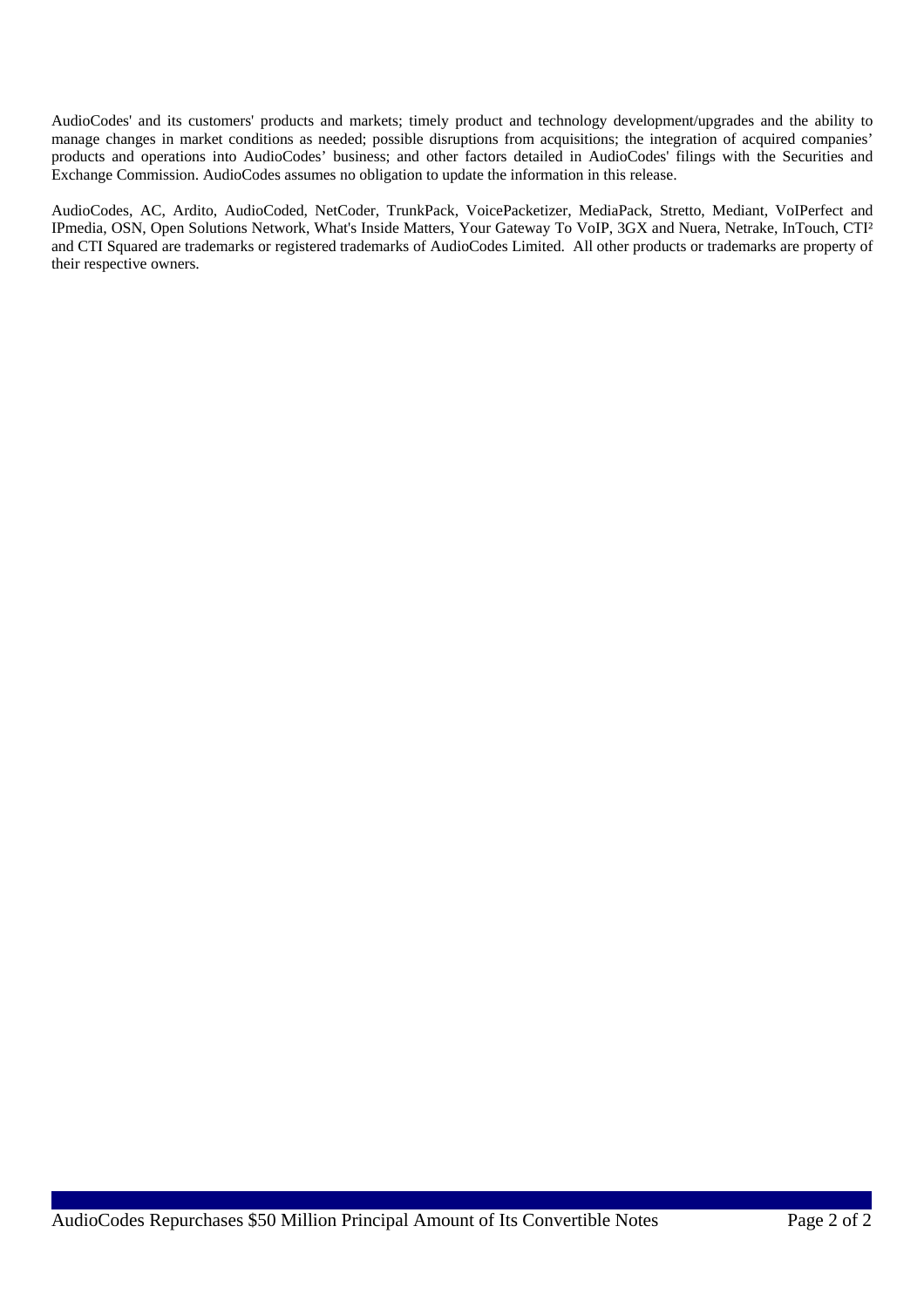AudioCodes' and its customers' products and markets; timely product and technology development/upgrades and the ability to manage changes in market conditions as needed; possible disruptions from acquisitions; the integration of acquired companies' products and operations into AudioCodes' business; and other factors detailed in AudioCodes' filings with the Securities and Exchange Commission. AudioCodes assumes no obligation to update the information in this release.

AudioCodes, AC, Ardito, AudioCoded, NetCoder, TrunkPack, VoicePacketizer, MediaPack, Stretto, Mediant, VoIPerfect and IPmedia, OSN, Open Solutions Network, What's Inside Matters, Your Gateway To VoIP, 3GX and Nuera, Netrake, InTouch, CTI² and CTI Squared are trademarks or registered trademarks of AudioCodes Limited. All other products or trademarks are property of their respective owners.